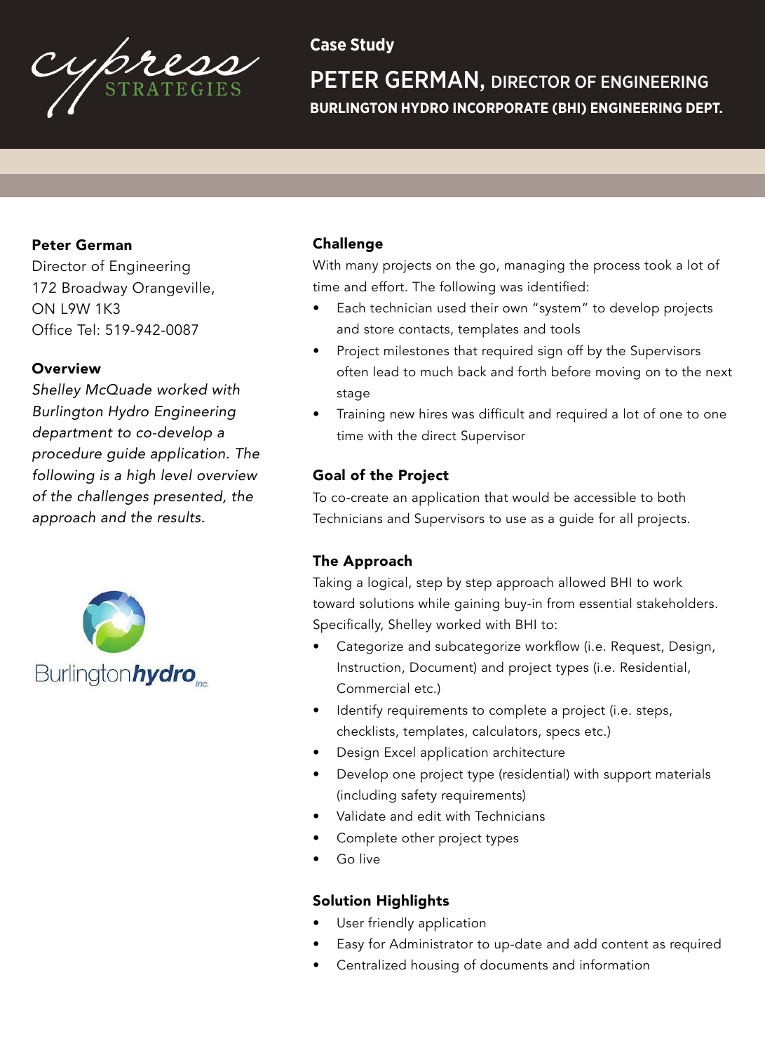Case Study

# PETER GERMAN, DIRECTOR OF ENGINEERING

**BURLINGTON HYDRO INCORPORATE (BHI) ENGINEERING DEPT.**

**Peter German**
Director of Engineering
172 Broadway Orangeville,
ON L9W 1K3
Office Tel: 519-942-0087

## Overview

*Shelley McQuade worked with Burlington Hydro Engineering department to co-develop a procedure guide application. The following is a high level overview of the challenges presented, the approach and the results.*

## Challenge

With many projects on the go, managing the process took a lot of time and effort. The following was identified:

- Each technician used their own "system" to develop projects and store contacts, templates and tools
- Project milestones that required sign off by the Supervisors often lead to much back and forth before moving on to the next stage
- Training new hires was difficult and required a lot of one to one time with the direct Supervisor

## Goal of the Project

To co-create an application that would be accessible to both Technicians and Supervisors to use as a guide for all projects.

## The Approach

Taking a logical, step by step approach allowed BHI to work toward solutions while gaining buy-in from essential stakeholders. Specifically, Shelley worked with BHI to:

- Categorize and subcategorize workflow (i.e. Request, Design, Instruction, Document) and project types (i.e. Residential, Commercial etc.)
- Identify requirements to complete a project (i.e. steps, checklists, templates, calculators, specs etc.)
- Design Excel application architecture
- Develop one project type (residential) with support materials (including safety requirements)
- Validate and edit with Technicians
- Complete other project types
- Go live

## Solution Highlights

- User friendly application
- Easy for Administrator to up-date and add content as required
- Centralized housing of documents and information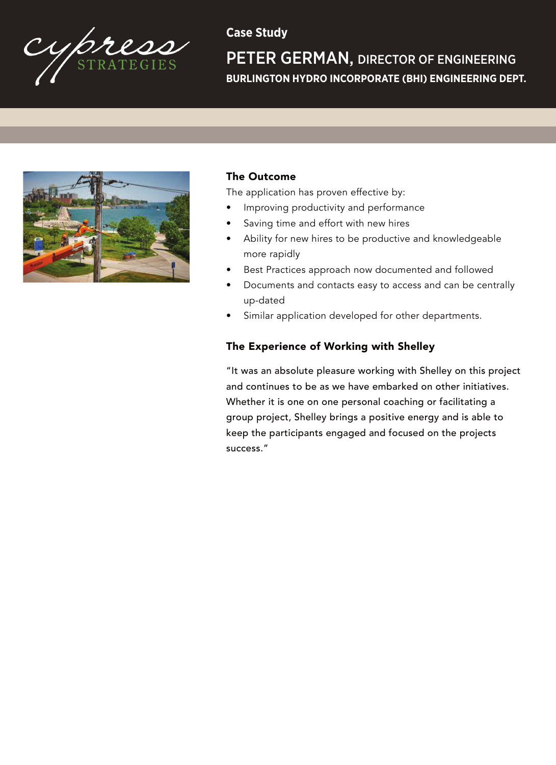Case Study

# PETER GERMAN, DIRECTOR OF ENGINEERING

**BURLINGTON HYDRO INCORPORATE (BHI) ENGINEERING DEPT.**

### The Outcome

The application has proven effective by:

- Improving productivity and performance
- Saving time and effort with new hires
- Ability for new hires to be productive and knowledgeable more rapidly
- Best Practices approach now documented and followed
- Documents and contacts easy to access and can be centrally up-dated
- Similar application developed for other departments.

### The Experience of Working with Shelley

"It was an absolute pleasure working with Shelley on this project and continues to be as we have embarked on other initiatives. Whether it is one on one personal coaching or facilitating a group project, Shelley brings a positive energy and is able to keep the participants engaged and focused on the projects success."